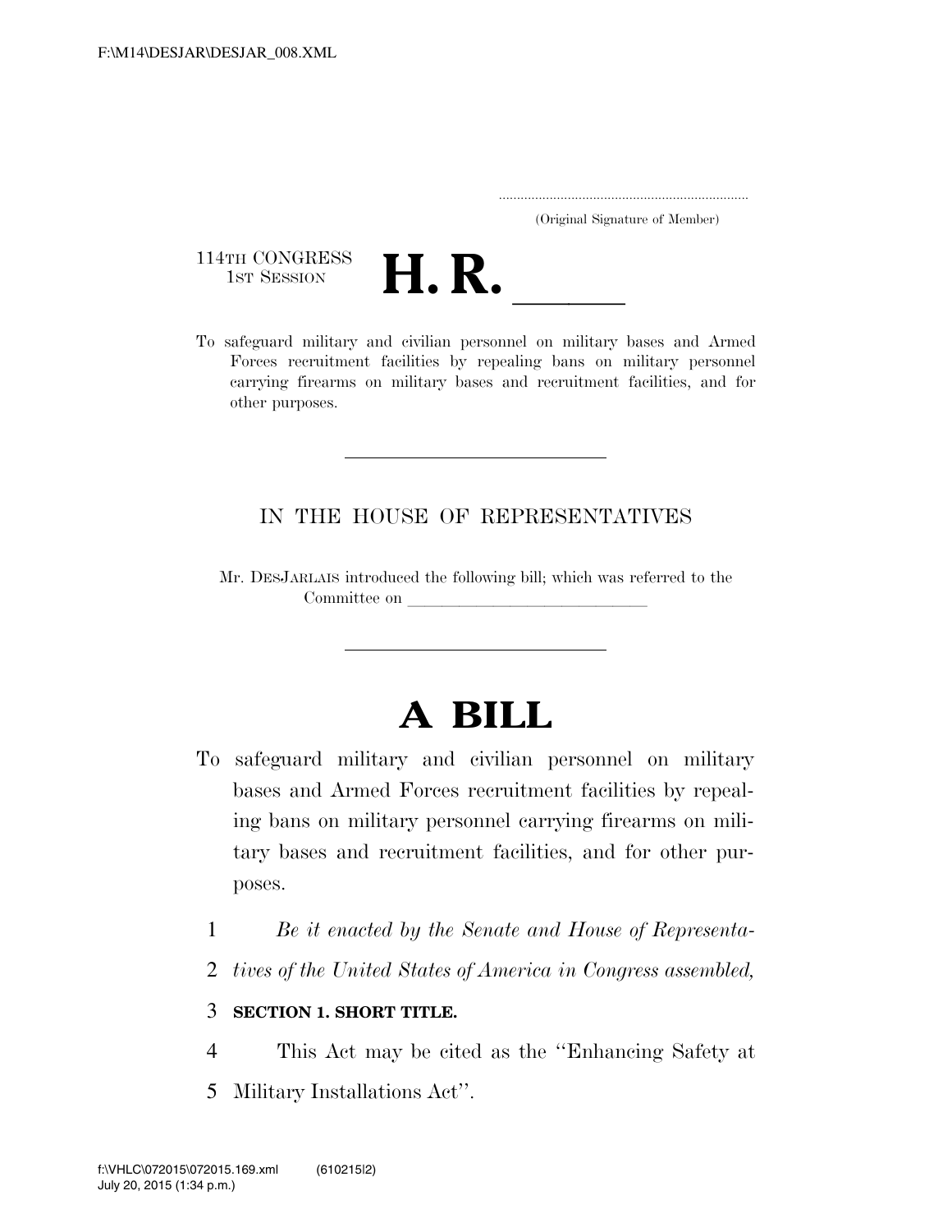.....................................................................

(Original Signature of Member)

114TH CONGRESS
1ST SESSION

# H. R. \_\_\_\_\_\_

To safeguard military and civilian personnel on military bases and Armed Forces recruitment facilities by repealing bans on military personnel carrying firearms on military bases and recruitment facilities, and for other purposes.

---

IN THE HOUSE OF REPRESENTATIVES

Mr. DESJARLAIS introduced the following bill; which was referred to the Committee on \_\_\_\_\_\_\_\_\_\_\_\_\_\_\_\_\_\_\_\_\_\_\_\_\_\_\_\_

---

# A BILL

To safeguard military and civilian personnel on military bases and Armed Forces recruitment facilities by repealing bans on military personnel carrying firearms on military bases and recruitment facilities, and for other purposes.

1 *Be it enacted by the Senate and House of Representa-*
2 *tives of the United States of America in Congress assembled,*

3 **SECTION 1. SHORT TITLE.**

4 This Act may be cited as the ''Enhancing Safety at
5 Military Installations Act''.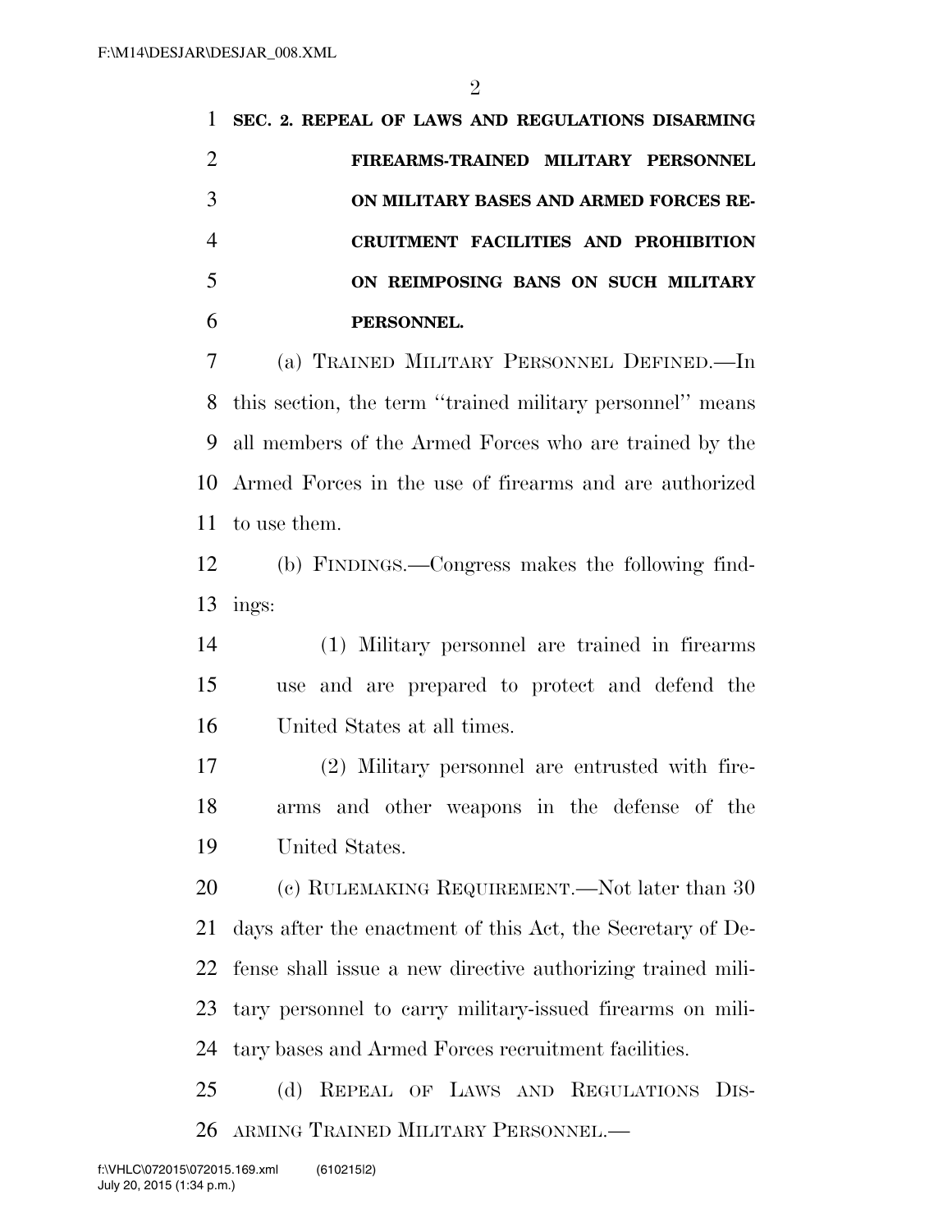**SEC. 2. REPEAL OF LAWS AND REGULATIONS DISARMING FIREARMS-TRAINED MILITARY PERSONNEL ON MILITARY BASES AND ARMED FORCES RECRUITMENT FACILITIES AND PROHIBITION ON REIMPOSING BANS ON SUCH MILITARY PERSONNEL.**

(a) TRAINED MILITARY PERSONNEL DEFINED.—In this section, the term ''trained military personnel'' means all members of the Armed Forces who are trained by the Armed Forces in the use of firearms and are authorized to use them.

(b) FINDINGS.—Congress makes the following findings:

(1) Military personnel are trained in firearms use and are prepared to protect and defend the United States at all times.

(2) Military personnel are entrusted with firearms and other weapons in the defense of the United States.

(c) RULEMAKING REQUIREMENT.—Not later than 30 days after the enactment of this Act, the Secretary of Defense shall issue a new directive authorizing trained military personnel to carry military-issued firearms on military bases and Armed Forces recruitment facilities.

(d) REPEAL OF LAWS AND REGULATIONS DISARMING TRAINED MILITARY PERSONNEL.—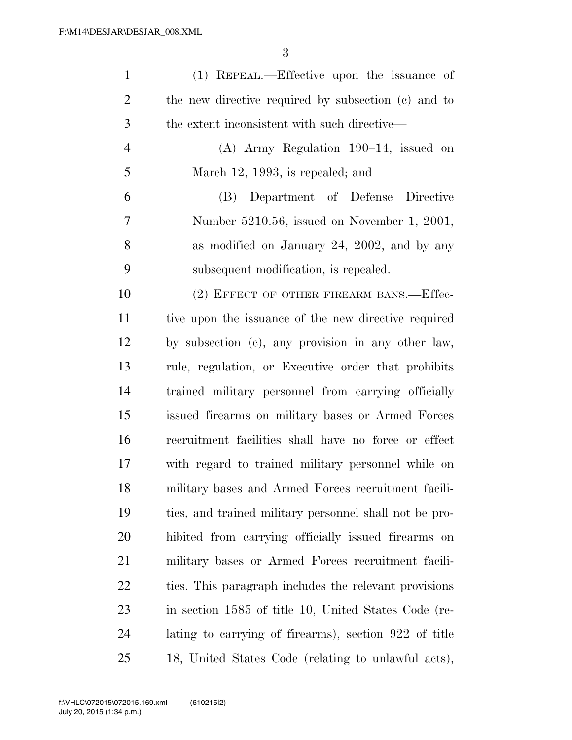(1) REPEAL.—Effective upon the issuance of the new directive required by subsection (c) and to the extent inconsistent with such directive—

(A) Army Regulation 190–14, issued on March 12, 1993, is repealed; and

(B) Department of Defense Directive Number 5210.56, issued on November 1, 2001, as modified on January 24, 2002, and by any subsequent modification, is repealed.

(2) EFFECT OF OTHER FIREARM BANS.—Effective upon the issuance of the new directive required by subsection (c), any provision in any other law, rule, regulation, or Executive order that prohibits trained military personnel from carrying officially issued firearms on military bases or Armed Forces recruitment facilities shall have no force or effect with regard to trained military personnel while on military bases and Armed Forces recruitment facilities, and trained military personnel shall not be prohibited from carrying officially issued firearms on military bases or Armed Forces recruitment facilities. This paragraph includes the relevant provisions in section 1585 of title 10, United States Code (relating to carrying of firearms), section 922 of title 18, United States Code (relating to unlawful acts),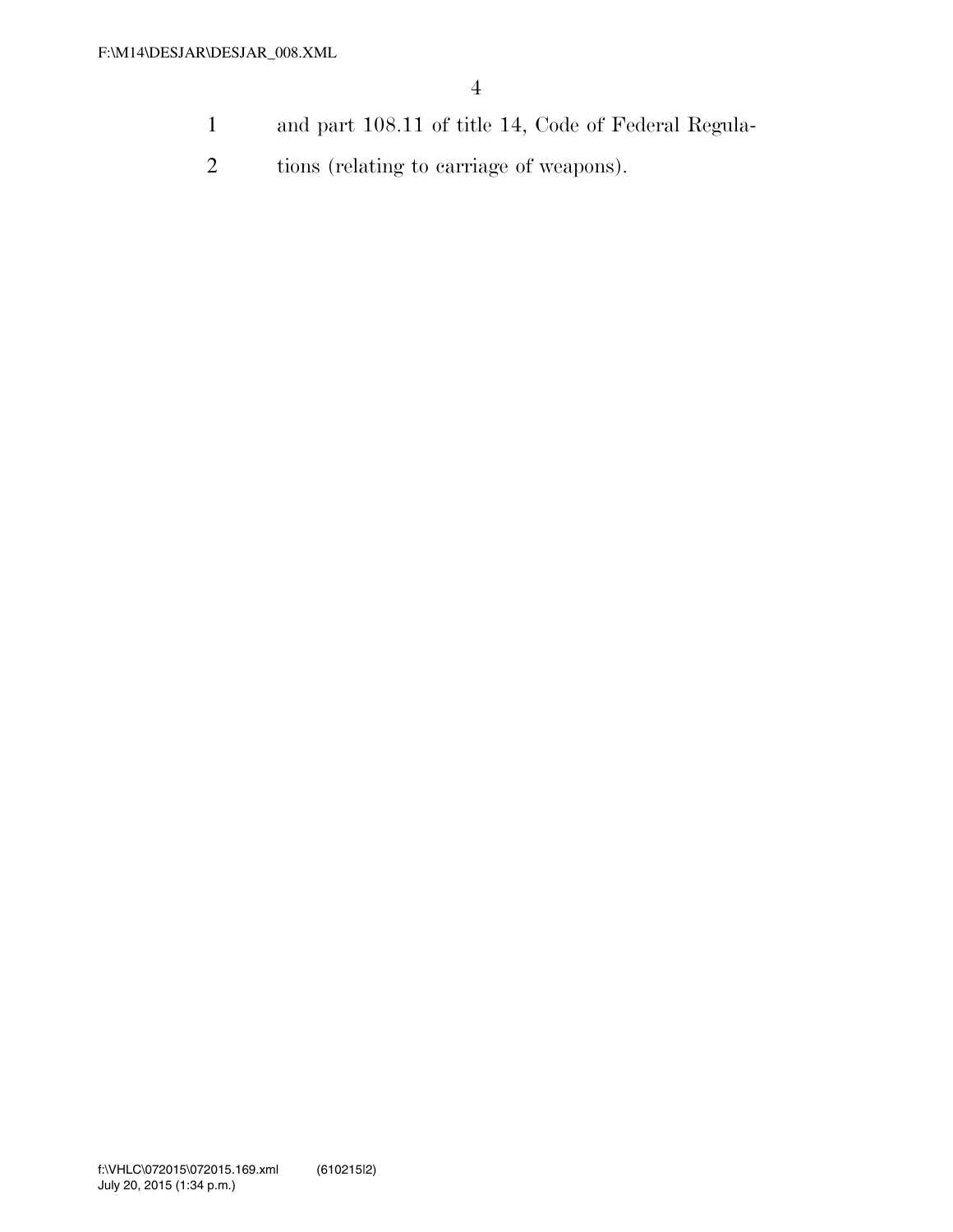and part 108.11 of title 14, Code of Federal Regulations (relating to carriage of weapons).